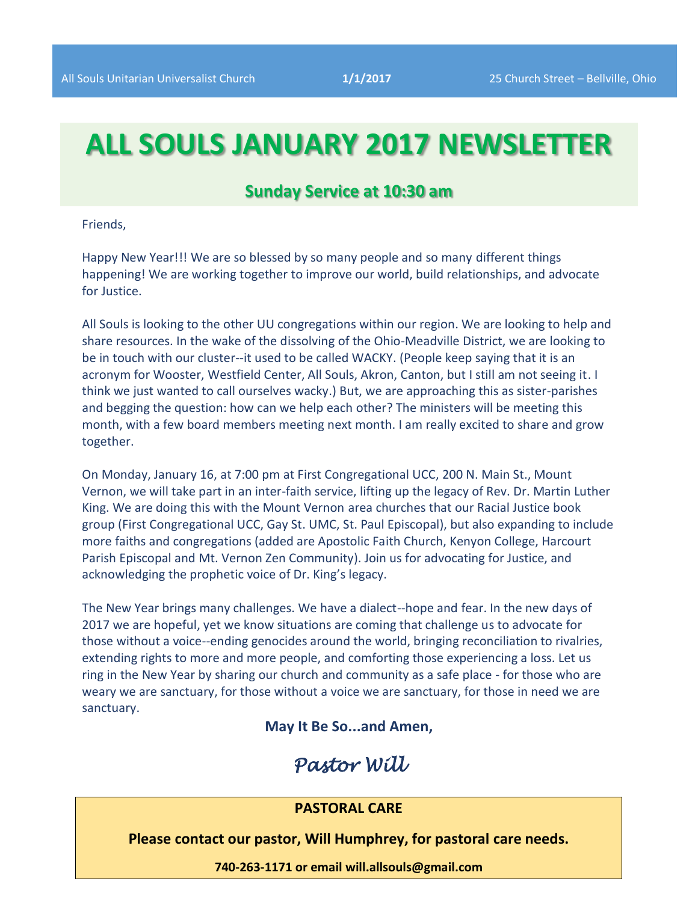All Souls Unitarian Universalist Church **1/1/2017** 25 Church Street – Bellville, Ohio

# ALL SOULS JANUARY 2017 NEWSLETTER

## Sunday Service at 10:30 am

Friends,

Happy New Year!!! We are so blessed by so many people and so many different things happening! We are working together to improve our world, build relationships, and advocate for Justice.

All Souls is looking to the other UU congregations within our region. We are looking to help and share resources. In the wake of the dissolving of the Ohio-Meadville District, we are looking to be in touch with our cluster--it used to be called WACKY. (People keep saying that it is an acronym for Wooster, Westfield Center, All Souls, Akron, Canton, but I still am not seeing it. I think we just wanted to call ourselves wacky.) But, we are approaching this as sister-parishes and begging the question: how can we help each other? The ministers will be meeting this month, with a few board members meeting next month. I am really excited to share and grow together.

On Monday, January 16, at 7:00 pm at First Congregational UCC, 200 N. Main St., Mount Vernon, we will take part in an inter-faith service, lifting up the legacy of Rev. Dr. Martin Luther King. We are doing this with the Mount Vernon area churches that our Racial Justice book group (First Congregational UCC, Gay St. UMC, St. Paul Episcopal), but also expanding to include more faiths and congregations (added are Apostolic Faith Church, Kenyon College, Harcourt Parish Episcopal and Mt. Vernon Zen Community). Join us for advocating for Justice, and acknowledging the prophetic voice of Dr. King's legacy.

The New Year brings many challenges. We have a dialect--hope and fear. In the new days of 2017 we are hopeful, yet we know situations are coming that challenge us to advocate for those without a voice--ending genocides around the world, bringing reconciliation to rivalries, extending rights to more and more people, and comforting those experiencing a loss. Let us ring in the New Year by sharing our church and community as a safe place - for those who are weary we are sanctuary, for those without a voice we are sanctuary, for those in need we are sanctuary.

**May It Be So...and Amen,**

*Pastor Will*

**PASTORAL CARE**

**Please contact our pastor, Will Humphrey, for pastoral care needs.**

**740-263-1171 or email will.allsouls@gmail.com**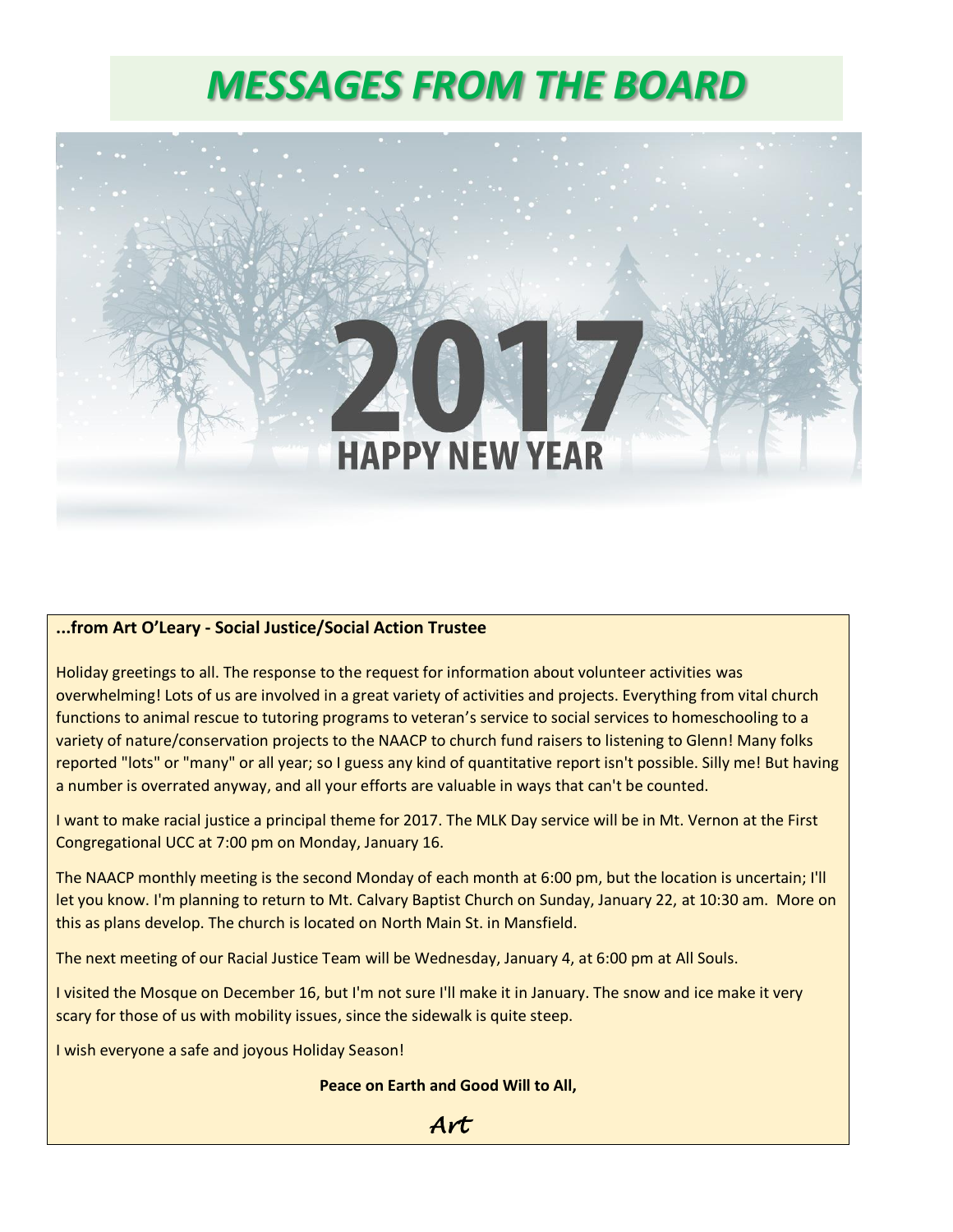# *MESSAGES FROM THE BOARD*

2017

HAPPY NEW YEAR

**...from Art O'Leary - Social Justice/Social Action Trustee**

Holiday greetings to all. The response to the request for information about volunteer activities was overwhelming! Lots of us are involved in a great variety of activities and projects. Everything from vital church functions to animal rescue to tutoring programs to veteran's service to social services to homeschooling to a variety of nature/conservation projects to the NAACP to church fund raisers to listening to Glenn! Many folks reported "lots" or "many" or all year; so I guess any kind of quantitative report isn't possible. Silly me! But having a number is overrated anyway, and all your efforts are valuable in ways that can't be counted.

I want to make racial justice a principal theme for 2017. The MLK Day service will be in Mt. Vernon at the First Congregational UCC at 7:00 pm on Monday, January 16.

The NAACP monthly meeting is the second Monday of each month at 6:00 pm, but the location is uncertain; I'll let you know. I'm planning to return to Mt. Calvary Baptist Church on Sunday, January 22, at 10:30 am. More on this as plans develop. The church is located on North Main St. in Mansfield.

The next meeting of our Racial Justice Team will be Wednesday, January 4, at 6:00 pm at All Souls.

I visited the Mosque on December 16, but I'm not sure I'll make it in January. The snow and ice make it very scary for those of us with mobility issues, since the sidewalk is quite steep.

I wish everyone a safe and joyous Holiday Season!

**Peace on Earth and Good Will to All,**

*Art*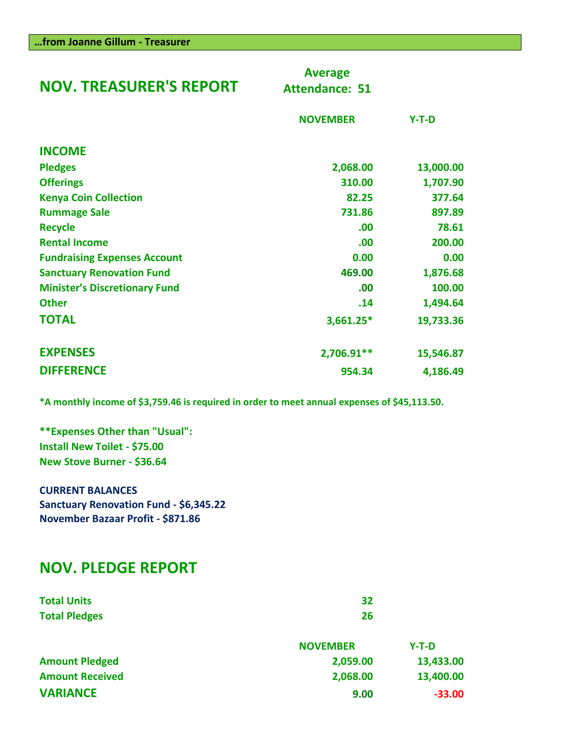**…from Joanne Gillum - Treasurer**

## NOV. TREASURER'S REPORT

**Average Attendance: 51**

| | NOVEMBER | Y-T-D |
|---|---|---|
| **INCOME** | | |
| Pledges | 2,068.00 | 13,000.00 |
| Offerings | 310.00 | 1,707.90 |
| Kenya Coin Collection | 82.25 | 377.64 |
| Rummage Sale | 731.86 | 897.89 |
| Recycle | .00 | 78.61 |
| Rental Income | .00 | 200.00 |
| Fundraising Expenses Account | 0.00 | 0.00 |
| Sanctuary Renovation Fund | 469.00 | 1,876.68 |
| Minister's Discretionary Fund | .00 | 100.00 |
| Other | .14 | 1,494.64 |
| **TOTAL** | 3,661.25* | 19,733.36 |
| **EXPENSES** | 2,706.91** | 15,546.87 |
| **DIFFERENCE** | 954.34 | 4,186.49 |

*A monthly income of $3,759.46 is required in order to meet annual expenses of $45,113.50.

**Expenses Other than "Usual":
Install New Toilet - $75.00
New Stove Burner - $36.64

**CURRENT BALANCES**
Sanctuary Renovation Fund - $6,345.22
November Bazaar Profit - $871.86

## NOV. PLEDGE REPORT

| | |
|---|---|
| Total Units | 32 |
| Total Pledges | 26 |

| | NOVEMBER | Y-T-D |
|---|---|---|
| Amount Pledged | 2,059.00 | 13,433.00 |
| Amount Received | 2,068.00 | 13,400.00 |
| **VARIANCE** | 9.00 | -33.00 |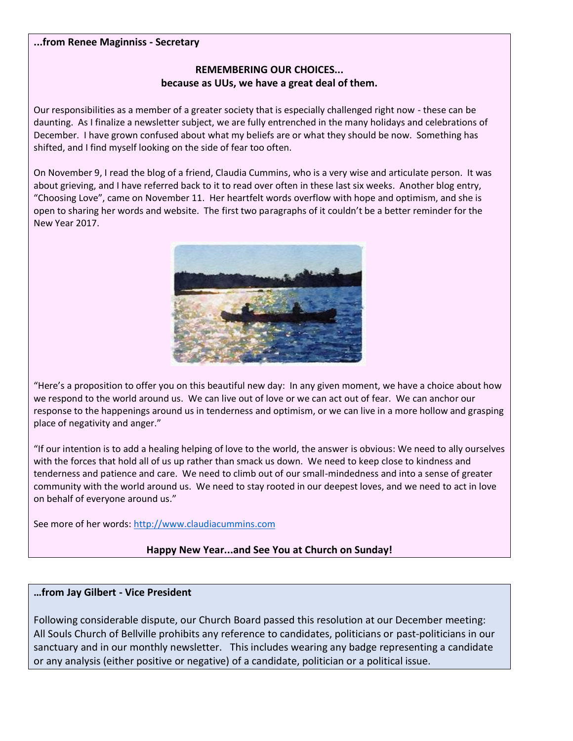**...from Renee Maginniss - Secretary**

**REMEMBERING OUR CHOICES...**
**because as UUs, we have a great deal of them.**

Our responsibilities as a member of a greater society that is especially challenged right now - these can be daunting. As I finalize a newsletter subject, we are fully entrenched in the many holidays and celebrations of December. I have grown confused about what my beliefs are or what they should be now. Something has shifted, and I find myself looking on the side of fear too often.

On November 9, I read the blog of a friend, Claudia Cummins, who is a very wise and articulate person. It was about grieving, and I have referred back to it to read over often in these last six weeks. Another blog entry, "Choosing Love", came on November 11. Her heartfelt words overflow with hope and optimism, and she is open to sharing her words and website. The first two paragraphs of it couldn't be a better reminder for the New Year 2017.

"Here's a proposition to offer you on this beautiful new day: In any given moment, we have a choice about how we respond to the world around us. We can live out of love or we can act out of fear. We can anchor our response to the happenings around us in tenderness and optimism, or we can live in a more hollow and grasping place of negativity and anger."

"If our intention is to add a healing helping of love to the world, the answer is obvious: We need to ally ourselves with the forces that hold all of us up rather than smack us down. We need to keep close to kindness and tenderness and patience and care. We need to climb out of our small-mindedness and into a sense of greater community with the world around us. We need to stay rooted in our deepest loves, and we need to act in love on behalf of everyone around us."

See more of her words: http://www.claudiacummins.com

**Happy New Year...and See You at Church on Sunday!**

**…from Jay Gilbert - Vice President**

Following considerable dispute, our Church Board passed this resolution at our December meeting: All Souls Church of Bellville prohibits any reference to candidates, politicians or past-politicians in our sanctuary and in our monthly newsletter. This includes wearing any badge representing a candidate or any analysis (either positive or negative) of a candidate, politician or a political issue.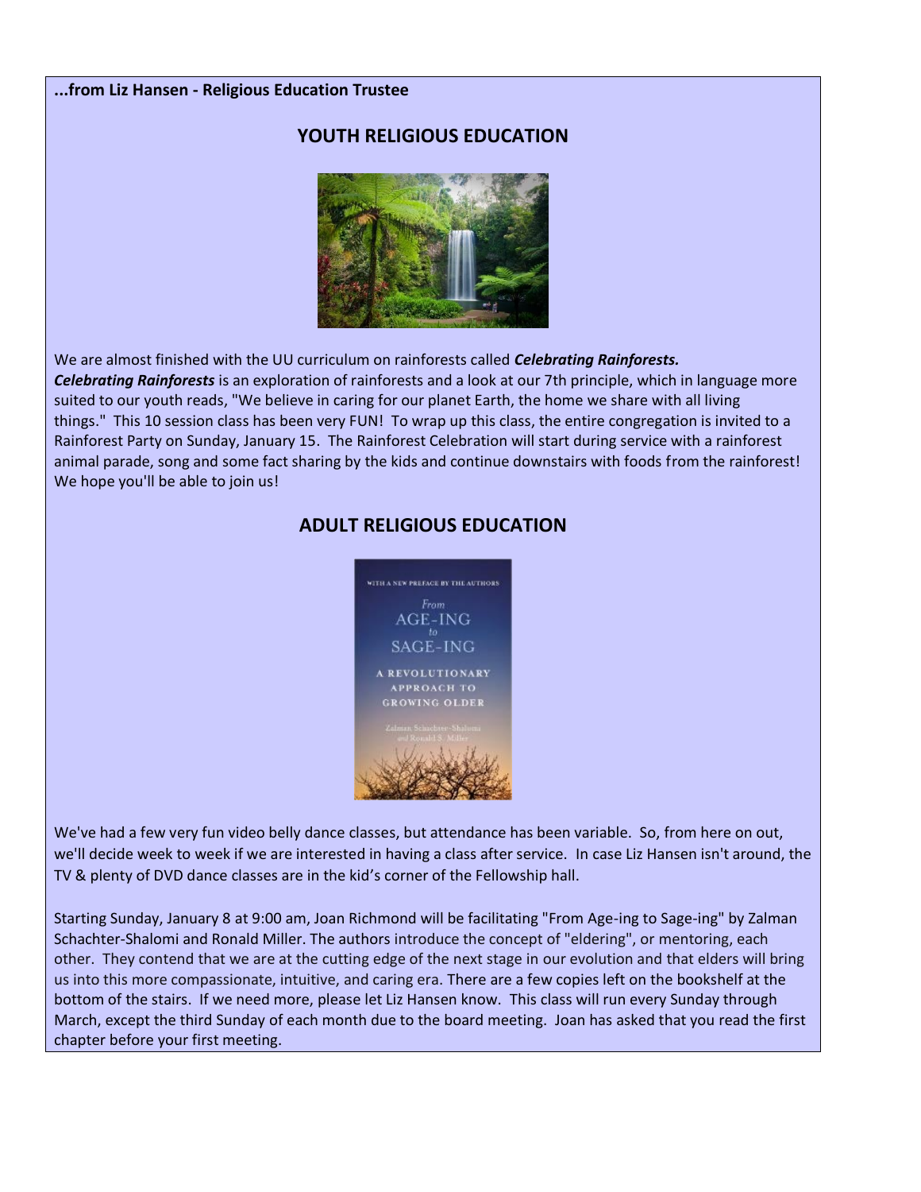**...from Liz Hansen - Religious Education Trustee**

## YOUTH RELIGIOUS EDUCATION

We are almost finished with the UU curriculum on rainforests called ***Celebrating Rainforests. Celebrating Rainforests*** is an exploration of rainforests and a look at our 7th principle, which in language more suited to our youth reads, "We believe in caring for our planet Earth, the home we share with all living things." This 10 session class has been very FUN! To wrap up this class, the entire congregation is invited to a Rainforest Party on Sunday, January 15. The Rainforest Celebration will start during service with a rainforest animal parade, song and some fact sharing by the kids and continue downstairs with foods from the rainforest! We hope you'll be able to join us!

## ADULT RELIGIOUS EDUCATION

We've had a few very fun video belly dance classes, but attendance has been variable. So, from here on out, we'll decide week to week if we are interested in having a class after service. In case Liz Hansen isn't around, the TV & plenty of DVD dance classes are in the kid's corner of the Fellowship hall.

Starting Sunday, January 8 at 9:00 am, Joan Richmond will be facilitating "From Age-ing to Sage-ing" by Zalman Schachter-Shalomi and Ronald Miller. The authors introduce the concept of "eldering", or mentoring, each other. They contend that we are at the cutting edge of the next stage in our evolution and that elders will bring us into this more compassionate, intuitive, and caring era. There are a few copies left on the bookshelf at the bottom of the stairs. If we need more, please let Liz Hansen know. This class will run every Sunday through March, except the third Sunday of each month due to the board meeting. Joan has asked that you read the first chapter before your first meeting.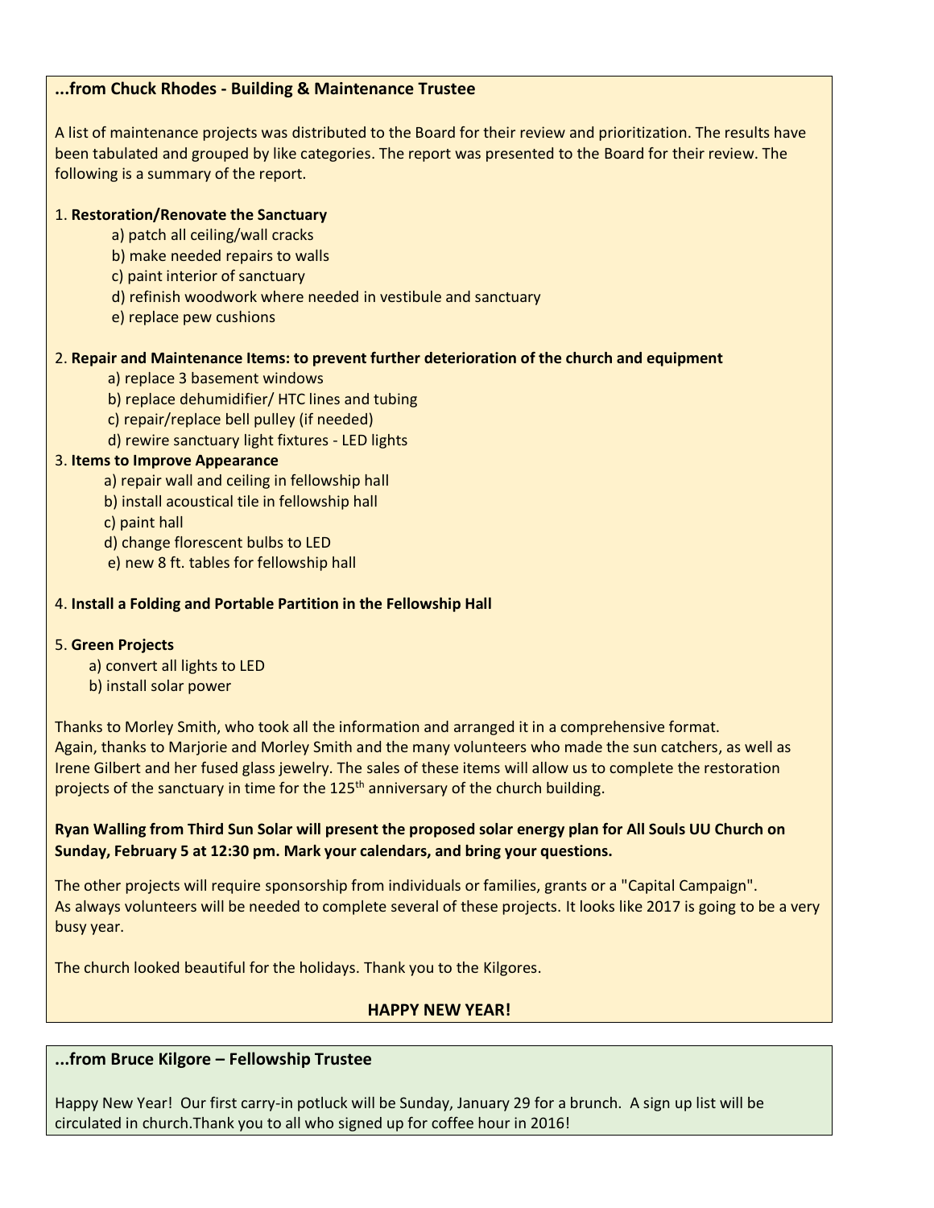### ...from Chuck Rhodes - Building & Maintenance Trustee

A list of maintenance projects was distributed to the Board for their review and prioritization. The results have been tabulated and grouped by like categories. The report was presented to the Board for their review. The following is a summary of the report.

1. **Restoration/Renovate the Sanctuary**
   - a) patch all ceiling/wall cracks
   - b) make needed repairs to walls
   - c) paint interior of sanctuary
   - d) refinish woodwork where needed in vestibule and sanctuary
   - e) replace pew cushions

2. **Repair and Maintenance Items: to prevent further deterioration of the church and equipment**
   - a) replace 3 basement windows
   - b) replace dehumidifier/ HTC lines and tubing
   - c) repair/replace bell pulley (if needed)
   - d) rewire sanctuary light fixtures - LED lights

3. **Items to Improve Appearance**
   - a) repair wall and ceiling in fellowship hall
   - b) install acoustical tile in fellowship hall
   - c) paint hall
   - d) change florescent bulbs to LED
   - e) new 8 ft. tables for fellowship hall

4. **Install a Folding and Portable Partition in the Fellowship Hall**

5. **Green Projects**
   - a) convert all lights to LED
   - b) install solar power

Thanks to Morley Smith, who took all the information and arranged it in a comprehensive format.
Again, thanks to Marjorie and Morley Smith and the many volunteers who made the sun catchers, as well as Irene Gilbert and her fused glass jewelry. The sales of these items will allow us to complete the restoration projects of the sanctuary in time for the 125th anniversary of the church building.

**Ryan Walling from Third Sun Solar will present the proposed solar energy plan for All Souls UU Church on Sunday, February 5 at 12:30 pm. Mark your calendars, and bring your questions.**

The other projects will require sponsorship from individuals or families, grants or a "Capital Campaign".
As always volunteers will be needed to complete several of these projects. It looks like 2017 is going to be a very busy year.

The church looked beautiful for the holidays. Thank you to the Kilgores.

**HAPPY NEW YEAR!**

### ...from Bruce Kilgore – Fellowship Trustee

Happy New Year! Our first carry-in potluck will be Sunday, January 29 for a brunch. A sign up list will be circulated in church.Thank you to all who signed up for coffee hour in 2016!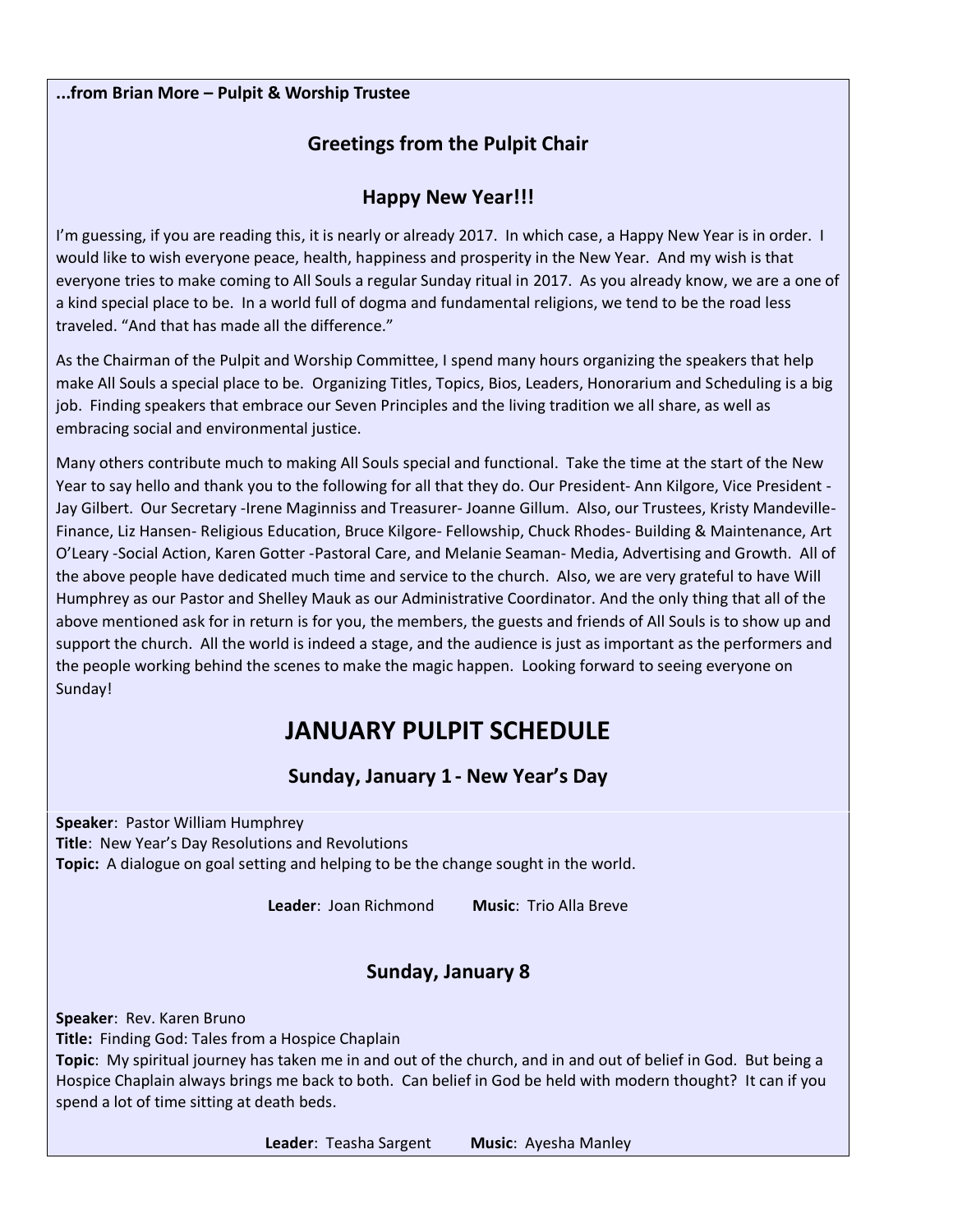**...from Brian More – Pulpit & Worship Trustee**

## Greetings from the Pulpit Chair

### Happy New Year!!!

I'm guessing, if you are reading this, it is nearly or already 2017. In which case, a Happy New Year is in order. I would like to wish everyone peace, health, happiness and prosperity in the New Year. And my wish is that everyone tries to make coming to All Souls a regular Sunday ritual in 2017. As you already know, we are a one of a kind special place to be. In a world full of dogma and fundamental religions, we tend to be the road less traveled. "And that has made all the difference."

As the Chairman of the Pulpit and Worship Committee, I spend many hours organizing the speakers that help make All Souls a special place to be. Organizing Titles, Topics, Bios, Leaders, Honorarium and Scheduling is a big job. Finding speakers that embrace our Seven Principles and the living tradition we all share, as well as embracing social and environmental justice.

Many others contribute much to making All Souls special and functional. Take the time at the start of the New Year to say hello and thank you to the following for all that they do. Our President- Ann Kilgore, Vice President - Jay Gilbert. Our Secretary -Irene Maginniss and Treasurer- Joanne Gillum. Also, our Trustees, Kristy Mandeville-Finance, Liz Hansen- Religious Education, Bruce Kilgore- Fellowship, Chuck Rhodes- Building & Maintenance, Art O'Leary -Social Action, Karen Gotter -Pastoral Care, and Melanie Seaman- Media, Advertising and Growth. All of the above people have dedicated much time and service to the church. Also, we are very grateful to have Will Humphrey as our Pastor and Shelley Mauk as our Administrative Coordinator. And the only thing that all of the above mentioned ask for in return is for you, the members, the guests and friends of All Souls is to show up and support the church. All the world is indeed a stage, and the audience is just as important as the performers and the people working behind the scenes to make the magic happen. Looking forward to seeing everyone on Sunday!

# JANUARY PULPIT SCHEDULE

### Sunday, January 1 - New Year's Day

**Speaker**: Pastor William Humphrey
**Title**: New Year's Day Resolutions and Revolutions
**Topic:** A dialogue on goal setting and helping to be the change sought in the world.

**Leader**: Joan Richmond **Music**: Trio Alla Breve

### Sunday, January 8

**Speaker**: Rev. Karen Bruno
**Title:** Finding God: Tales from a Hospice Chaplain
**Topic**: My spiritual journey has taken me in and out of the church, and in and out of belief in God. But being a Hospice Chaplain always brings me back to both. Can belief in God be held with modern thought? It can if you spend a lot of time sitting at death beds.

**Leader**: Teasha Sargent **Music**: Ayesha Manley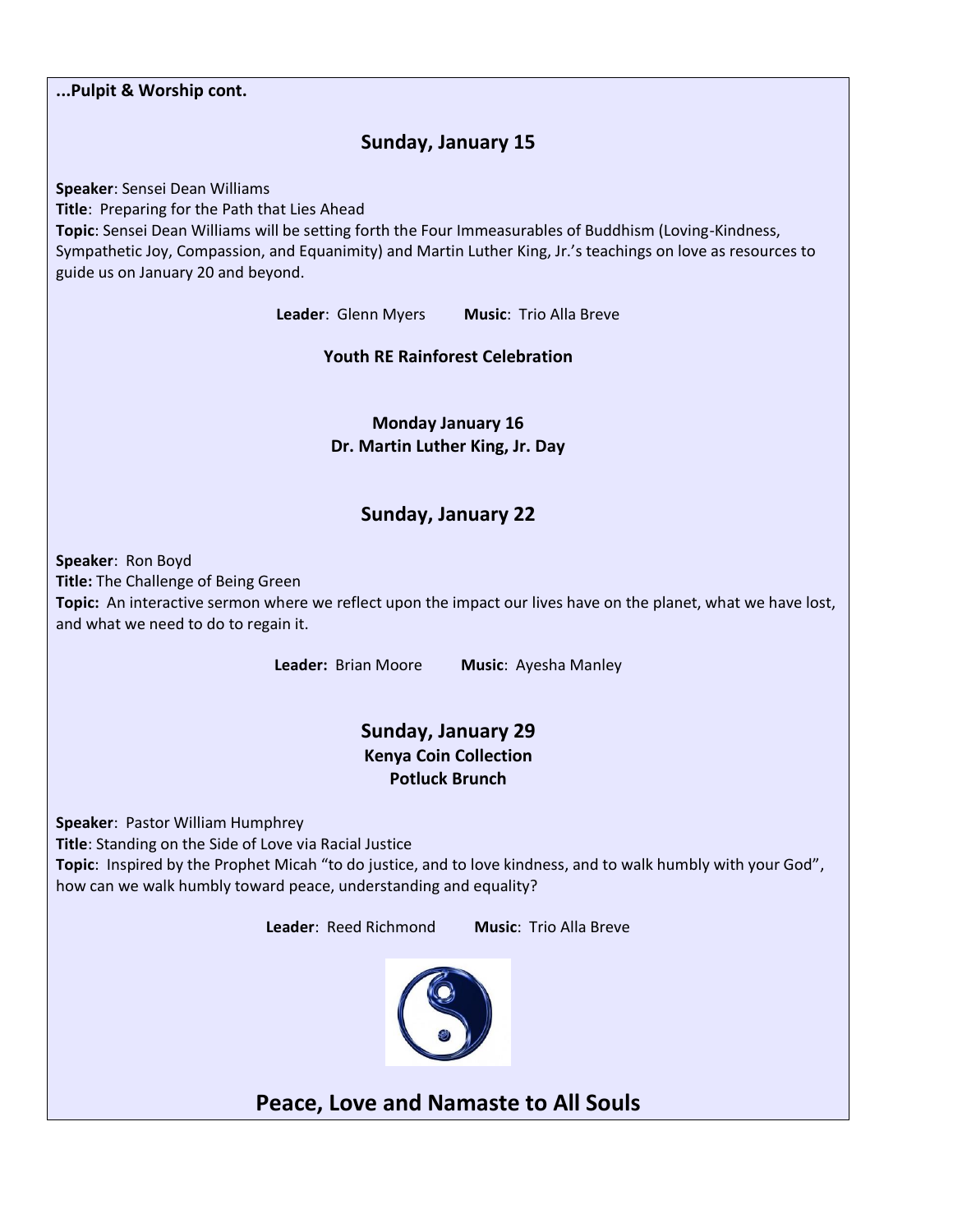**...Pulpit & Worship cont.**

## Sunday, January 15

**Speaker**: Sensei Dean Williams
**Title**: Preparing for the Path that Lies Ahead
**Topic**: Sensei Dean Williams will be setting forth the Four Immeasurables of Buddhism (Loving-Kindness, Sympathetic Joy, Compassion, and Equanimity) and Martin Luther King, Jr.'s teachings on love as resources to guide us on January 20 and beyond.

**Leader**: Glenn Myers **Music**: Trio Alla Breve

**Youth RE Rainforest Celebration**

**Monday January 16**
**Dr. Martin Luther King, Jr. Day**

## Sunday, January 22

**Speaker**: Ron Boyd
**Title:** The Challenge of Being Green
**Topic:** An interactive sermon where we reflect upon the impact our lives have on the planet, what we have lost, and what we need to do to regain it.

**Leader:** Brian Moore **Music**: Ayesha Manley

## Sunday, January 29

**Kenya Coin Collection**
**Potluck Brunch**

**Speaker**: Pastor William Humphrey
**Title**: Standing on the Side of Love via Racial Justice
**Topic**: Inspired by the Prophet Micah "to do justice, and to love kindness, and to walk humbly with your God", how can we walk humbly toward peace, understanding and equality?

**Leader**: Reed Richmond **Music**: Trio Alla Breve

## Peace, Love and Namaste to All Souls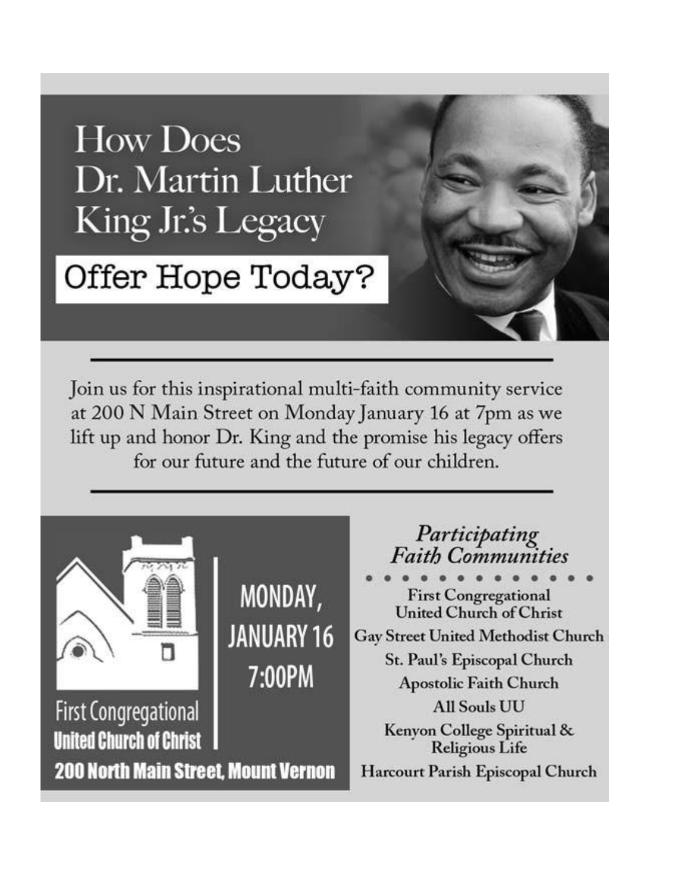# How Does Dr. Martin Luther King Jr.'s Legacy Offer Hope Today?

---

Join us for this inspirational multi-faith community service at 200 N Main Street on Monday January 16 at 7pm as we lift up and honor Dr. King and the promise his legacy offers for our future and the future of our children.

---

First Congregational
**United Church of Christ**

**MONDAY, JANUARY 16 7:00PM**

**200 North Main Street, Mount Vernon**

## *Participating Faith Communities*

First Congregational United Church of Christ
Gay Street United Methodist Church
St. Paul's Episcopal Church
Apostolic Faith Church
All Souls UU
Kenyon College Spiritual & Religious Life
Harcourt Parish Episcopal Church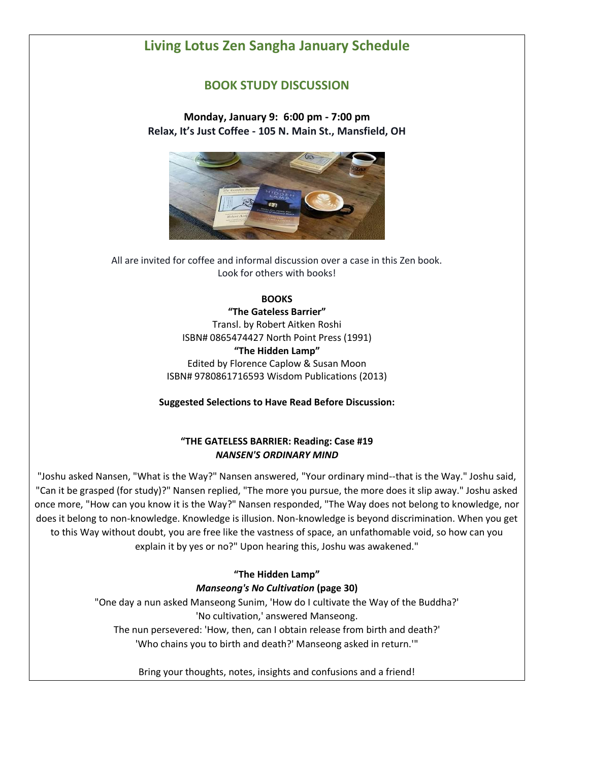# Living Lotus Zen Sangha January Schedule

## BOOK STUDY DISCUSSION

**Monday, January 9: 6:00 pm - 7:00 pm**
**Relax, It's Just Coffee - 105 N. Main St., Mansfield, OH**

All are invited for coffee and informal discussion over a case in this Zen book.
Look for others with books!

**BOOKS**

**"The Gateless Barrier"**
Transl. by Robert Aitken Roshi
ISBN# 0865474427 North Point Press (1991)

**"The Hidden Lamp"**
Edited by Florence Caplow & Susan Moon
ISBN# 9780861716593 Wisdom Publications (2013)

**Suggested Selections to Have Read Before Discussion:**

**"THE GATELESS BARRIER: Reading: Case #19**
***NANSEN'S ORDINARY MIND***

"Joshu asked Nansen, "What is the Way?" Nansen answered, "Your ordinary mind--that is the Way." Joshu said, "Can it be grasped (for study)?" Nansen replied, "The more you pursue, the more does it slip away." Joshu asked once more, "How can you know it is the Way?" Nansen responded, "The Way does not belong to knowledge, nor does it belong to non-knowledge. Knowledge is illusion. Non-knowledge is beyond discrimination. When you get to this Way without doubt, you are free like the vastness of space, an unfathomable void, so how can you explain it by yes or no?" Upon hearing this, Joshu was awakened."

**"The Hidden Lamp"**
***Manseong's No Cultivation*** **(page 30)**

"One day a nun asked Manseong Sunim, 'How do I cultivate the Way of the Buddha?'
'No cultivation,' answered Manseong.
The nun persevered: 'How, then, can I obtain release from birth and death?'
'Who chains you to birth and death?' Manseong asked in return.'"

Bring your thoughts, notes, insights and confusions and a friend!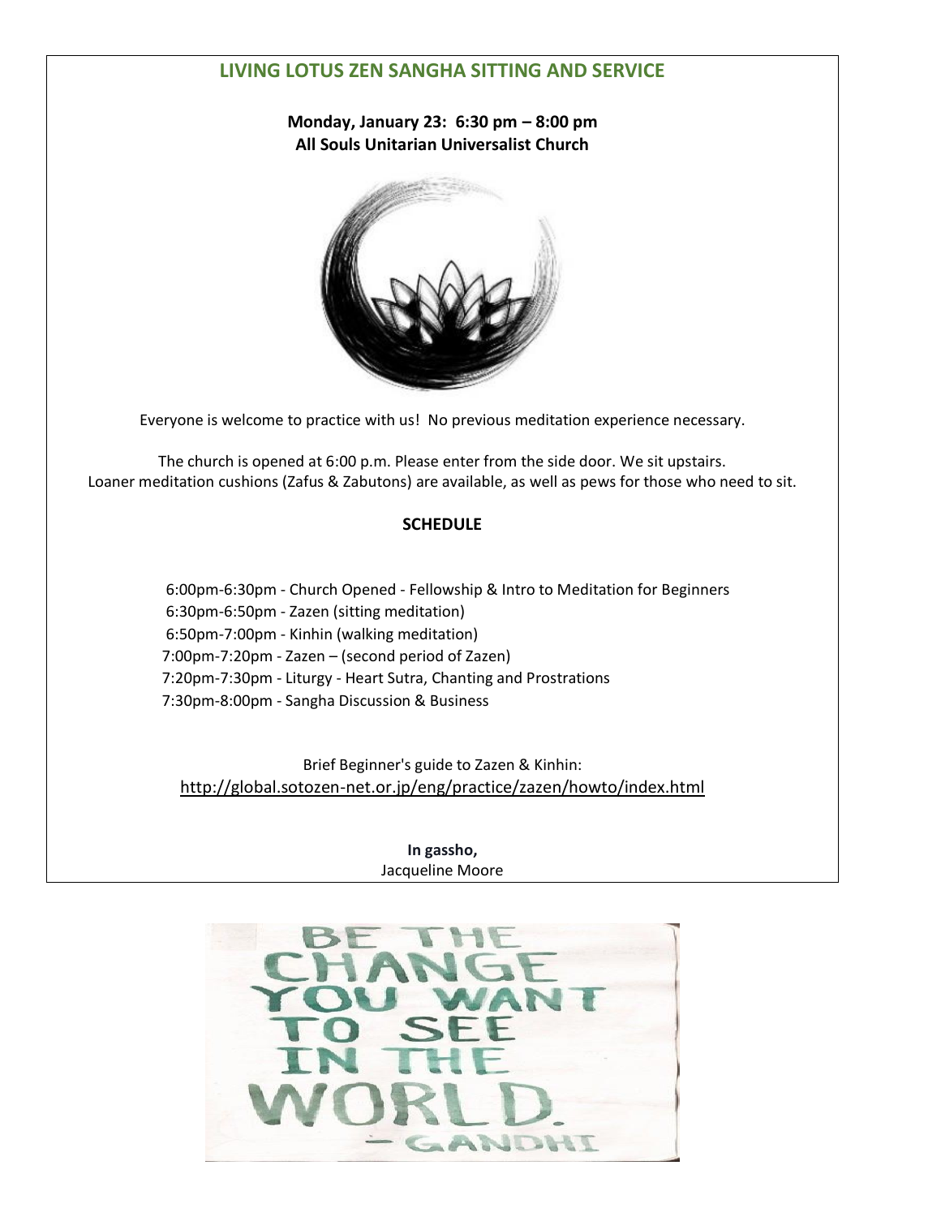## LIVING LOTUS ZEN SANGHA SITTING AND SERVICE

**Monday, January 23: 6:30 pm – 8:00 pm**
**All Souls Unitarian Universalist Church**

Everyone is welcome to practice with us! No previous meditation experience necessary.

The church is opened at 6:00 p.m. Please enter from the side door. We sit upstairs.
Loaner meditation cushions (Zafus & Zabutons) are available, as well as pews for those who need to sit.

### SCHEDULE

6:00pm-6:30pm - Church Opened - Fellowship & Intro to Meditation for Beginners
6:30pm-6:50pm - Zazen (sitting meditation)
6:50pm-7:00pm - Kinhin (walking meditation)
7:00pm-7:20pm - Zazen – (second period of Zazen)
7:20pm-7:30pm - Liturgy - Heart Sutra, Chanting and Prostrations
7:30pm-8:00pm - Sangha Discussion & Business

Brief Beginner's guide to Zazen & Kinhin:
http://global.sotozen-net.or.jp/eng/practice/zazen/howto/index.html

**In gassho,**
Jacqueline Moore

BE THE CHANGE YOU WANT TO SEE IN THE WORLD.
– GANDHI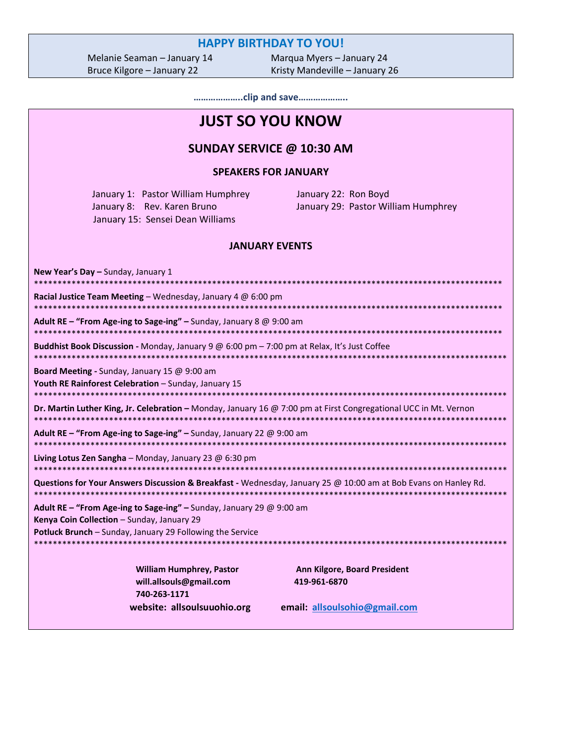## HAPPY BIRTHDAY TO YOU!

Melanie Seaman – January 14
Bruce Kilgore – January 22
Marqua Myers – January 24
Kristy Mandeville – January 26

……………….clip and save………………..

# JUST SO YOU KNOW

## SUNDAY SERVICE @ 10:30 AM

### SPEAKERS FOR JANUARY

January 1: Pastor William Humphrey
January 8: Rev. Karen Bruno
January 15: Sensei Dean Williams
January 22: Ron Boyd
January 29: Pastor William Humphrey

### JANUARY EVENTS

**New Year's Day –** Sunday, January 1

***************************************************************************************************

**Racial Justice Team Meeting** – Wednesday, January 4 @ 6:00 pm

***************************************************************************************************

**Adult RE – "From Age-ing to Sage-ing" –** Sunday, January 8 @ 9:00 am

***************************************************************************************************

**Buddhist Book Discussion -** Monday, January 9 @ 6:00 pm – 7:00 pm at Relax, It's Just Coffee

***************************************************************************************************

**Board Meeting -** Sunday, January 15 @ 9:00 am
**Youth RE Rainforest Celebration** – Sunday, January 15

***************************************************************************************************

**Dr. Martin Luther King, Jr. Celebration –** Monday, January 16 @ 7:00 pm at First Congregational UCC in Mt. Vernon

***************************************************************************************************

**Adult RE – "From Age-ing to Sage-ing" –** Sunday, January 22 @ 9:00 am

***************************************************************************************************

**Living Lotus Zen Sangha** – Monday, January 23 @ 6:30 pm

***************************************************************************************************

**Questions for Your Answers Discussion & Breakfast -** Wednesday, January 25 @ 10:00 am at Bob Evans on Hanley Rd.

***************************************************************************************************

**Adult RE – "From Age-ing to Sage-ing" –** Sunday, January 29 @ 9:00 am
**Kenya Coin Collection** – Sunday, January 29
**Potluck Brunch** – Sunday, January 29 Following the Service

***************************************************************************************************

**William Humphrey, Pastor**
**will.allsouls@gmail.com**
**740-263-1171**

**Ann Kilgore, Board President**
**419-961-6870**

**website: allsoulsuuohio.org**
**email: allsoulsohio@gmail.com**